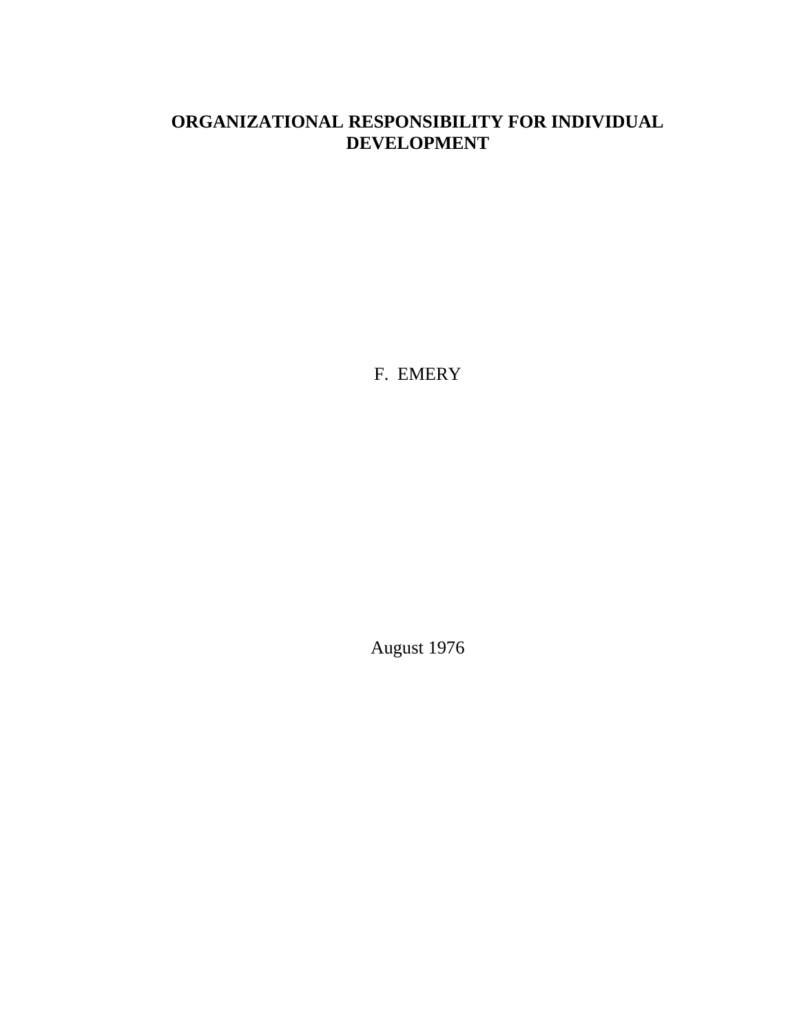# ORGANIZATIONAL RESPONSIBILITY FOR INDIVIDUAL DEVELOPMENT

F. EMERY

August 1976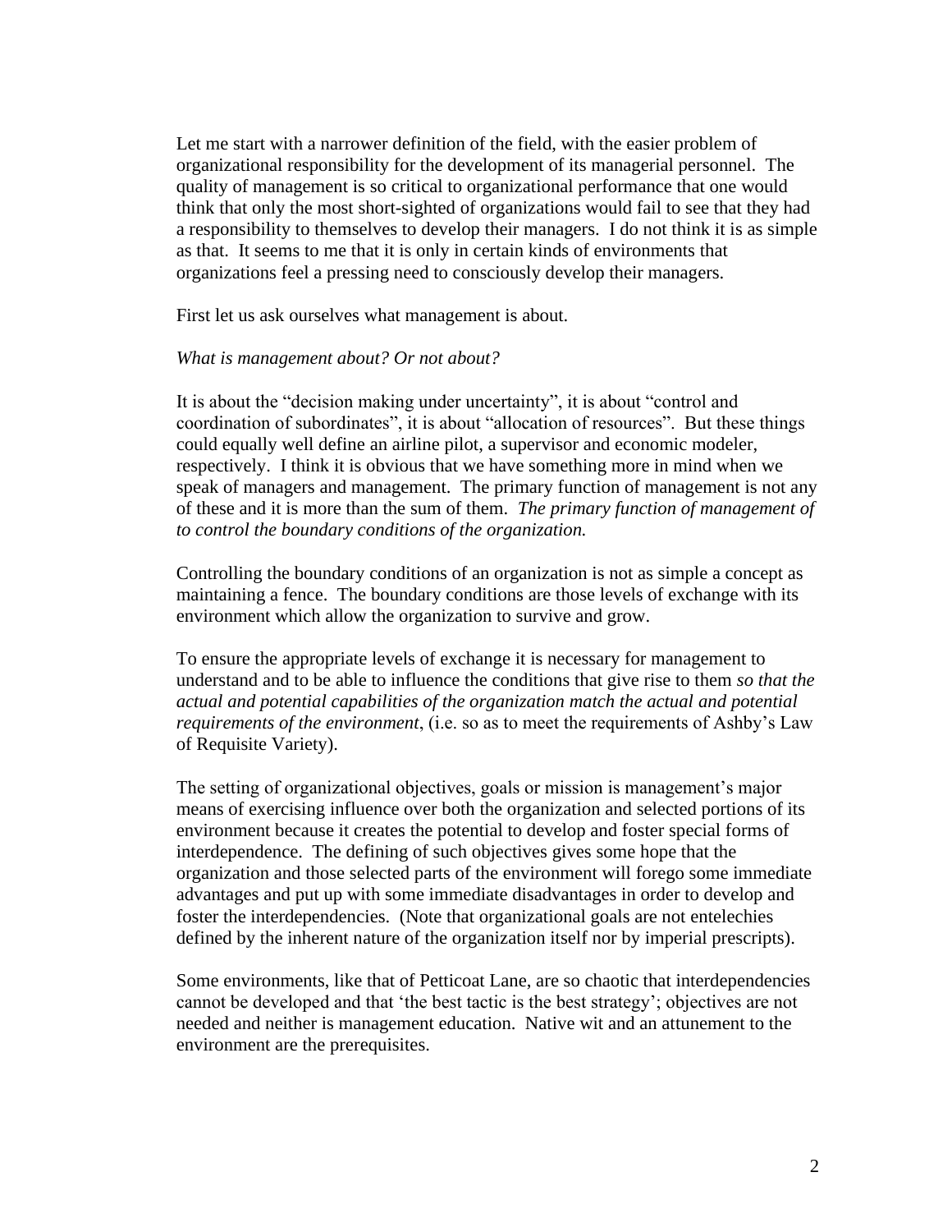Let me start with a narrower definition of the field, with the easier problem of organizational responsibility for the development of its managerial personnel. The quality of management is so critical to organizational performance that one would think that only the most short-sighted of organizations would fail to see that they had a responsibility to themselves to develop their managers. I do not think it is as simple as that. It seems to me that it is only in certain kinds of environments that organizations feel a pressing need to consciously develop their managers.

First let us ask ourselves what management is about.

*What is management about? Or not about?*

It is about the "decision making under uncertainty", it is about "control and coordination of subordinates", it is about "allocation of resources". But these things could equally well define an airline pilot, a supervisor and economic modeler, respectively. I think it is obvious that we have something more in mind when we speak of managers and management. The primary function of management is not any of these and it is more than the sum of them. *The primary function of management of to control the boundary conditions of the organization.*

Controlling the boundary conditions of an organization is not as simple a concept as maintaining a fence. The boundary conditions are those levels of exchange with its environment which allow the organization to survive and grow.

To ensure the appropriate levels of exchange it is necessary for management to understand and to be able to influence the conditions that give rise to them *so that the actual and potential capabilities of the organization match the actual and potential requirements of the environment*, (i.e. so as to meet the requirements of Ashby's Law of Requisite Variety).

The setting of organizational objectives, goals or mission is management's major means of exercising influence over both the organization and selected portions of its environment because it creates the potential to develop and foster special forms of interdependence. The defining of such objectives gives some hope that the organization and those selected parts of the environment will forego some immediate advantages and put up with some immediate disadvantages in order to develop and foster the interdependencies. (Note that organizational goals are not entelechies defined by the inherent nature of the organization itself nor by imperial prescripts).

Some environments, like that of Petticoat Lane, are so chaotic that interdependencies cannot be developed and that 'the best tactic is the best strategy'; objectives are not needed and neither is management education. Native wit and an attunement to the environment are the prerequisites.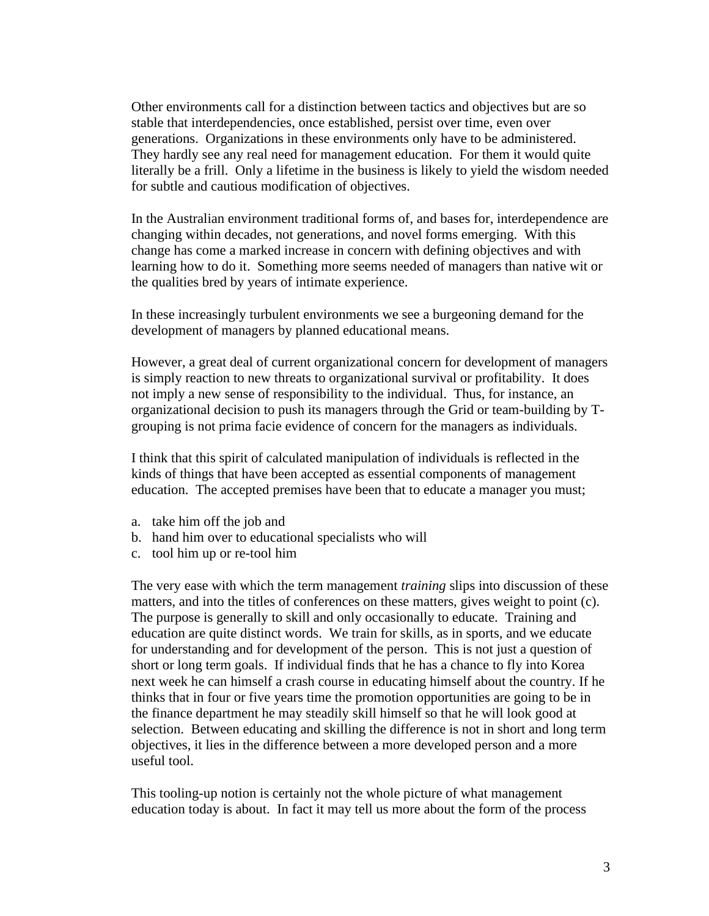Other environments call for a distinction between tactics and objectives but are so stable that interdependencies, once established, persist over time, even over generations. Organizations in these environments only have to be administered. They hardly see any real need for management education. For them it would quite literally be a frill. Only a lifetime in the business is likely to yield the wisdom needed for subtle and cautious modification of objectives.

In the Australian environment traditional forms of, and bases for, interdependence are changing within decades, not generations, and novel forms emerging. With this change has come a marked increase in concern with defining objectives and with learning how to do it. Something more seems needed of managers than native wit or the qualities bred by years of intimate experience.

In these increasingly turbulent environments we see a burgeoning demand for the development of managers by planned educational means.

However, a great deal of current organizational concern for development of managers is simply reaction to new threats to organizational survival or profitability. It does not imply a new sense of responsibility to the individual. Thus, for instance, an organizational decision to push its managers through the Grid or team-building by T-grouping is not prima facie evidence of concern for the managers as individuals.

I think that this spirit of calculated manipulation of individuals is reflected in the kinds of things that have been accepted as essential components of management education. The accepted premises have been that to educate a manager you must;

a. take him off the job and
b. hand him over to educational specialists who will
c. tool him up or re-tool him

The very ease with which the term management *training* slips into discussion of these matters, and into the titles of conferences on these matters, gives weight to point (c). The purpose is generally to skill and only occasionally to educate. Training and education are quite distinct words. We train for skills, as in sports, and we educate for understanding and for development of the person. This is not just a question of short or long term goals. If individual finds that he has a chance to fly into Korea next week he can himself a crash course in educating himself about the country. If he thinks that in four or five years time the promotion opportunities are going to be in the finance department he may steadily skill himself so that he will look good at selection. Between educating and skilling the difference is not in short and long term objectives, it lies in the difference between a more developed person and a more useful tool.

This tooling-up notion is certainly not the whole picture of what management education today is about. In fact it may tell us more about the form of the process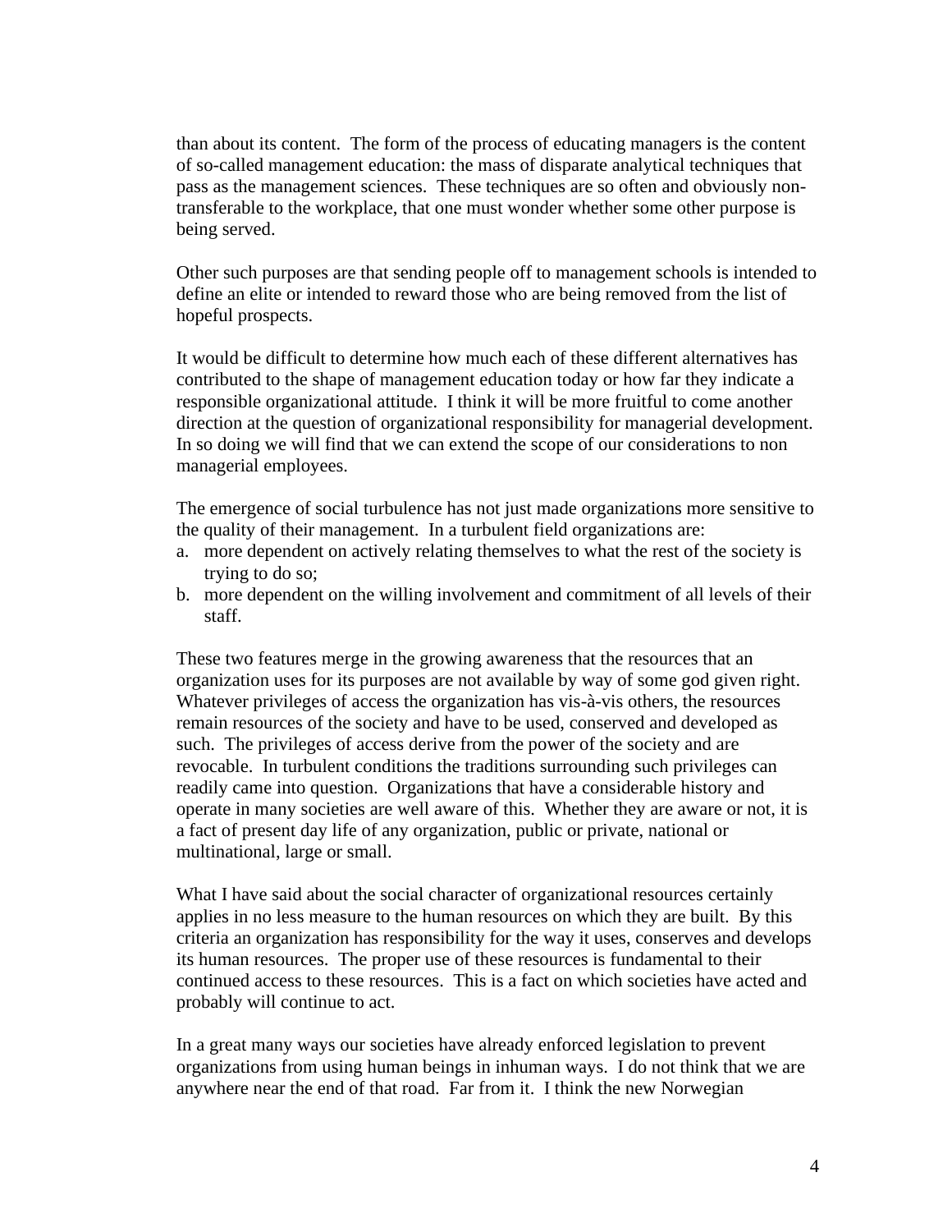than about its content. The form of the process of educating managers is the content of so-called management education: the mass of disparate analytical techniques that pass as the management sciences. These techniques are so often and obviously non-transferable to the workplace, that one must wonder whether some other purpose is being served.

Other such purposes are that sending people off to management schools is intended to define an elite or intended to reward those who are being removed from the list of hopeful prospects.

It would be difficult to determine how much each of these different alternatives has contributed to the shape of management education today or how far they indicate a responsible organizational attitude. I think it will be more fruitful to come another direction at the question of organizational responsibility for managerial development. In so doing we will find that we can extend the scope of our considerations to non managerial employees.

The emergence of social turbulence has not just made organizations more sensitive to the quality of their management. In a turbulent field organizations are:

a. more dependent on actively relating themselves to what the rest of the society is trying to do so;
b. more dependent on the willing involvement and commitment of all levels of their staff.

These two features merge in the growing awareness that the resources that an organization uses for its purposes are not available by way of some god given right. Whatever privileges of access the organization has vis-à-vis others, the resources remain resources of the society and have to be used, conserved and developed as such. The privileges of access derive from the power of the society and are revocable. In turbulent conditions the traditions surrounding such privileges can readily came into question. Organizations that have a considerable history and operate in many societies are well aware of this. Whether they are aware or not, it is a fact of present day life of any organization, public or private, national or multinational, large or small.

What I have said about the social character of organizational resources certainly applies in no less measure to the human resources on which they are built. By this criteria an organization has responsibility for the way it uses, conserves and develops its human resources. The proper use of these resources is fundamental to their continued access to these resources. This is a fact on which societies have acted and probably will continue to act.

In a great many ways our societies have already enforced legislation to prevent organizations from using human beings in inhuman ways. I do not think that we are anywhere near the end of that road. Far from it. I think the new Norwegian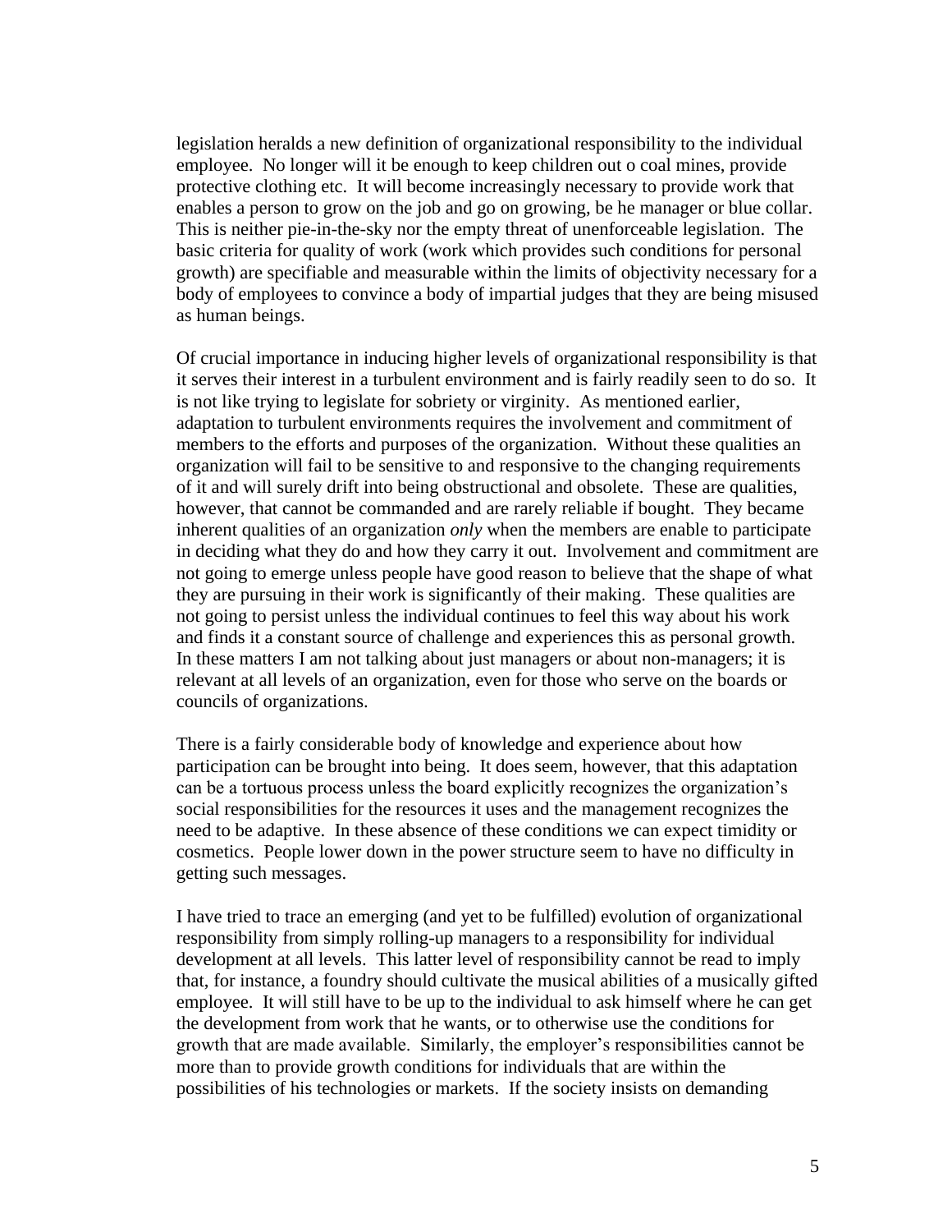legislation heralds a new definition of organizational responsibility to the individual employee. No longer will it be enough to keep children out o coal mines, provide protective clothing etc. It will become increasingly necessary to provide work that enables a person to grow on the job and go on growing, be he manager or blue collar. This is neither pie-in-the-sky nor the empty threat of unenforceable legislation. The basic criteria for quality of work (work which provides such conditions for personal growth) are specifiable and measurable within the limits of objectivity necessary for a body of employees to convince a body of impartial judges that they are being misused as human beings.

Of crucial importance in inducing higher levels of organizational responsibility is that it serves their interest in a turbulent environment and is fairly readily seen to do so. It is not like trying to legislate for sobriety or virginity. As mentioned earlier, adaptation to turbulent environments requires the involvement and commitment of members to the efforts and purposes of the organization. Without these qualities an organization will fail to be sensitive to and responsive to the changing requirements of it and will surely drift into being obstructional and obsolete. These are qualities, however, that cannot be commanded and are rarely reliable if bought. They became inherent qualities of an organization *only* when the members are enable to participate in deciding what they do and how they carry it out. Involvement and commitment are not going to emerge unless people have good reason to believe that the shape of what they are pursuing in their work is significantly of their making. These qualities are not going to persist unless the individual continues to feel this way about his work and finds it a constant source of challenge and experiences this as personal growth. In these matters I am not talking about just managers or about non-managers; it is relevant at all levels of an organization, even for those who serve on the boards or councils of organizations.

There is a fairly considerable body of knowledge and experience about how participation can be brought into being. It does seem, however, that this adaptation can be a tortuous process unless the board explicitly recognizes the organization's social responsibilities for the resources it uses and the management recognizes the need to be adaptive. In these absence of these conditions we can expect timidity or cosmetics. People lower down in the power structure seem to have no difficulty in getting such messages.

I have tried to trace an emerging (and yet to be fulfilled) evolution of organizational responsibility from simply rolling-up managers to a responsibility for individual development at all levels. This latter level of responsibility cannot be read to imply that, for instance, a foundry should cultivate the musical abilities of a musically gifted employee. It will still have to be up to the individual to ask himself where he can get the development from work that he wants, or to otherwise use the conditions for growth that are made available. Similarly, the employer's responsibilities cannot be more than to provide growth conditions for individuals that are within the possibilities of his technologies or markets. If the society insists on demanding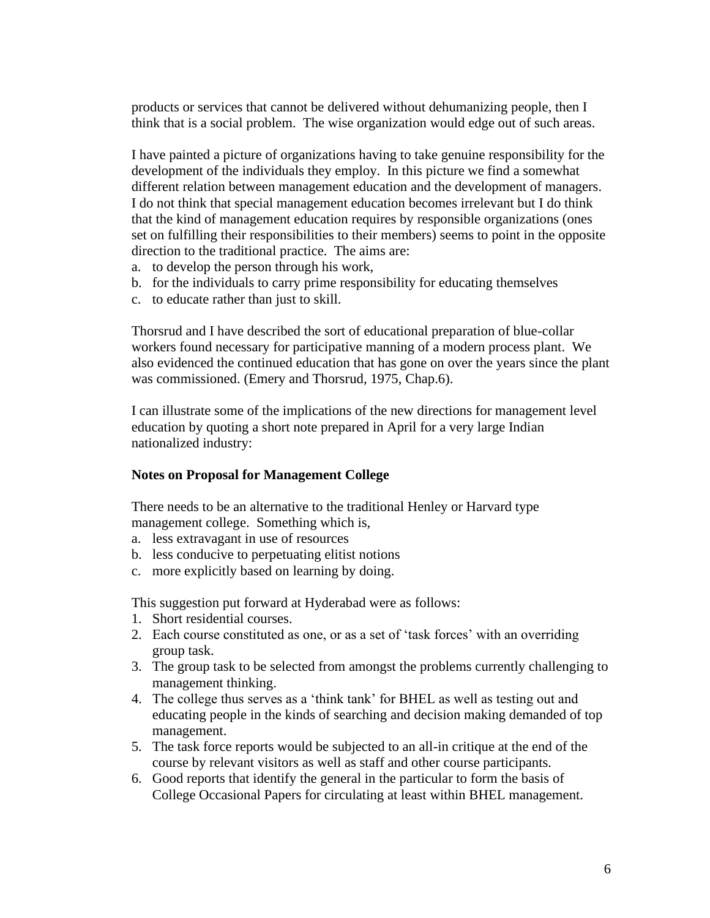products or services that cannot be delivered without dehumanizing people, then I think that is a social problem. The wise organization would edge out of such areas.

I have painted a picture of organizations having to take genuine responsibility for the development of the individuals they employ. In this picture we find a somewhat different relation between management education and the development of managers. I do not think that special management education becomes irrelevant but I do think that the kind of management education requires by responsible organizations (ones set on fulfilling their responsibilities to their members) seems to point in the opposite direction to the traditional practice. The aims are:

a. to develop the person through his work,
b. for the individuals to carry prime responsibility for educating themselves
c. to educate rather than just to skill.

Thorsrud and I have described the sort of educational preparation of blue-collar workers found necessary for participative manning of a modern process plant. We also evidenced the continued education that has gone on over the years since the plant was commissioned. (Emery and Thorsrud, 1975, Chap.6).

I can illustrate some of the implications of the new directions for management level education by quoting a short note prepared in April for a very large Indian nationalized industry:

**Notes on Proposal for Management College**

There needs to be an alternative to the traditional Henley or Harvard type management college. Something which is,

a. less extravagant in use of resources
b. less conducive to perpetuating elitist notions
c. more explicitly based on learning by doing.

This suggestion put forward at Hyderabad were as follows:

1. Short residential courses.
2. Each course constituted as one, or as a set of 'task forces' with an overriding group task.
3. The group task to be selected from amongst the problems currently challenging to management thinking.
4. The college thus serves as a 'think tank' for BHEL as well as testing out and educating people in the kinds of searching and decision making demanded of top management.
5. The task force reports would be subjected to an all-in critique at the end of the course by relevant visitors as well as staff and other course participants.
6. Good reports that identify the general in the particular to form the basis of College Occasional Papers for circulating at least within BHEL management.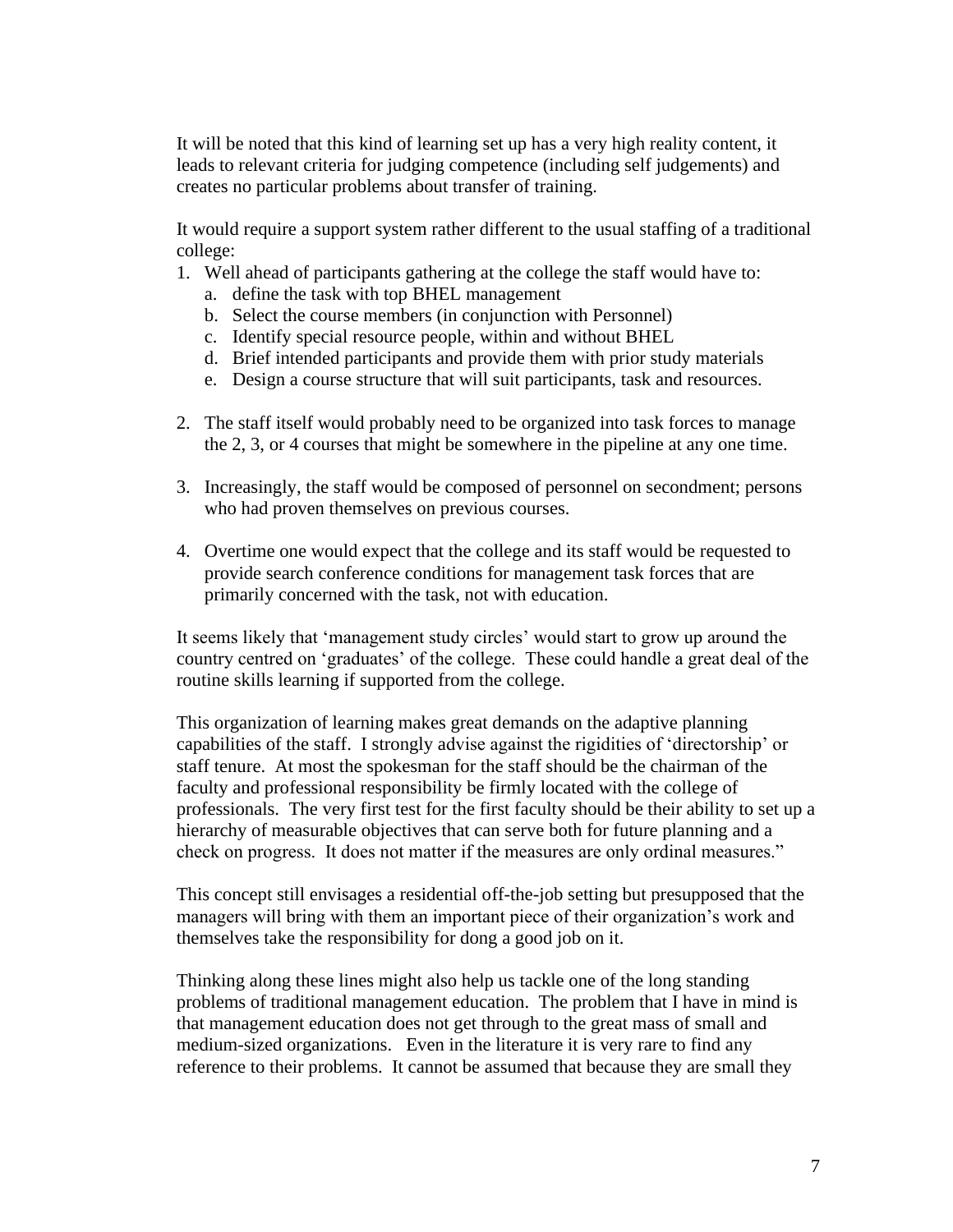It will be noted that this kind of learning set up has a very high reality content, it leads to relevant criteria for judging competence (including self judgements) and creates no particular problems about transfer of training.

It would require a support system rather different to the usual staffing of a traditional college:

1. Well ahead of participants gathering at the college the staff would have to:
   a. define the task with top BHEL management
   b. Select the course members (in conjunction with Personnel)
   c. Identify special resource people, within and without BHEL
   d. Brief intended participants and provide them with prior study materials
   e. Design a course structure that will suit participants, task and resources.

2. The staff itself would probably need to be organized into task forces to manage the 2, 3, or 4 courses that might be somewhere in the pipeline at any one time.

3. Increasingly, the staff would be composed of personnel on secondment; persons who had proven themselves on previous courses.

4. Overtime one would expect that the college and its staff would be requested to provide search conference conditions for management task forces that are primarily concerned with the task, not with education.

It seems likely that 'management study circles' would start to grow up around the country centred on 'graduates' of the college. These could handle a great deal of the routine skills learning if supported from the college.

This organization of learning makes great demands on the adaptive planning capabilities of the staff. I strongly advise against the rigidities of 'directorship' or staff tenure. At most the spokesman for the staff should be the chairman of the faculty and professional responsibility be firmly located with the college of professionals. The very first test for the first faculty should be their ability to set up a hierarchy of measurable objectives that can serve both for future planning and a check on progress. It does not matter if the measures are only ordinal measures."

This concept still envisages a residential off-the-job setting but presupposed that the managers will bring with them an important piece of their organization's work and themselves take the responsibility for dong a good job on it.

Thinking along these lines might also help us tackle one of the long standing problems of traditional management education. The problem that I have in mind is that management education does not get through to the great mass of small and medium-sized organizations. Even in the literature it is very rare to find any reference to their problems. It cannot be assumed that because they are small they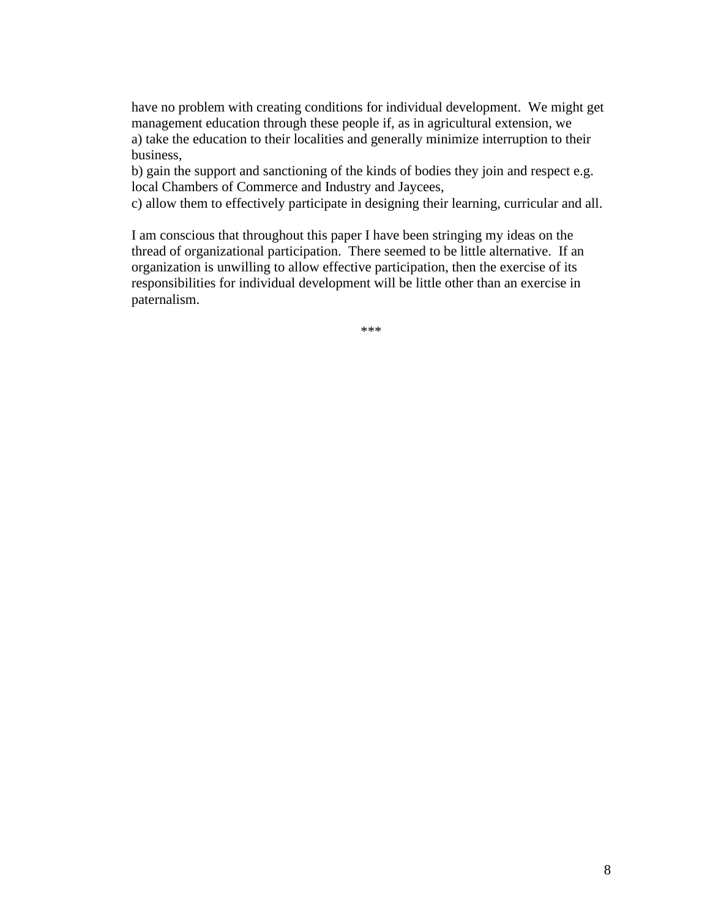have no problem with creating conditions for individual development. We might get management education through these people if, as in agricultural extension, we
a) take the education to their localities and generally minimize interruption to their business,
b) gain the support and sanctioning of the kinds of bodies they join and respect e.g. local Chambers of Commerce and Industry and Jaycees,
c) allow them to effectively participate in designing their learning, curricular and all.

I am conscious that throughout this paper I have been stringing my ideas on the thread of organizational participation. There seemed to be little alternative. If an organization is unwilling to allow effective participation, then the exercise of its responsibilities for individual development will be little other than an exercise in paternalism.

***